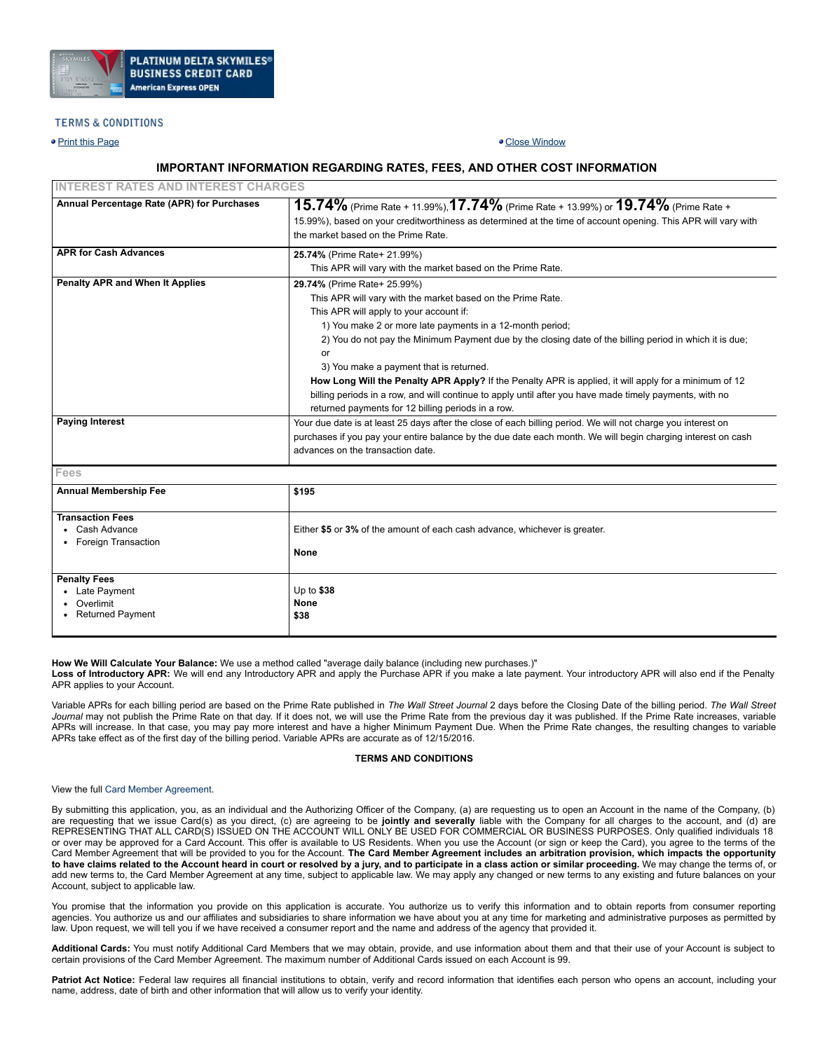PLATINUM DELTA SKYMILES® BUSINESS CREDIT CARD
American Express OPEN

TERMS & CONDITIONS

Print this Page

Close Window

## IMPORTANT INFORMATION REGARDING RATES, FEES, AND OTHER COST INFORMATION

| INTEREST RATES AND INTEREST CHARGES | |
|---|---|
| **Annual Percentage Rate (APR) for Purchases** | **15.74%** (Prime Rate + 11.99%), **17.74%** (Prime Rate + 13.99%) or **19.74%** (Prime Rate + 15.99%), based on your creditworthiness as determined at the time of account opening. This APR will vary with the market based on the Prime Rate. |
| **APR for Cash Advances** | **25.74%** (Prime Rate+ 21.99%)<br>This APR will vary with the market based on the Prime Rate. |
| **Penalty APR and When It Applies** | **29.74%** (Prime Rate+ 25.99%)<br>This APR will vary with the market based on the Prime Rate.<br>This APR will apply to your account if:<br>1) You make 2 or more late payments in a 12-month period;<br>2) You do not pay the Minimum Payment due by the closing date of the billing period in which it is due; or<br>3) You make a payment that is returned.<br>**How Long Will the Penalty APR Apply?** If the Penalty APR is applied, it will apply for a minimum of 12 billing periods in a row, and will continue to apply until after you have made timely payments, with no returned payments for 12 billing periods in a row. |
| **Paying Interest** | Your due date is at least 25 days after the close of each billing period. We will not charge you interest on purchases if you pay your entire balance by the due date each month. We will begin charging interest on cash advances on the transaction date. |
| **Fees** | |
| **Annual Membership Fee** | **$195** |
| **Transaction Fees**<br>• Cash Advance<br>• Foreign Transaction | Either **$5** or **3%** of the amount of each cash advance, whichever is greater.<br>**None** |
| **Penalty Fees**<br>• Late Payment<br>• Overlimit<br>• Returned Payment | Up to **$38**<br>**None**<br>**$38** |

**How We Will Calculate Your Balance:** We use a method called "average daily balance (including new purchases.)"
**Loss of Introductory APR:** We will end any Introductory APR and apply the Purchase APR if you make a late payment. Your introductory APR will also end if the Penalty APR applies to your Account.

Variable APRs for each billing period are based on the Prime Rate published in *The Wall Street Journal* 2 days before the Closing Date of the billing period. *The Wall Street Journal* may not publish the Prime Rate on that day. If it does not, we will use the Prime Rate from the previous day it was published. If the Prime Rate increases, variable APRs will increase. In that case, you may pay more interest and have a higher Minimum Payment Due. When the Prime Rate changes, the resulting changes to variable APRs take effect as of the first day of the billing period. Variable APRs are accurate as of 12/15/2016.

### TERMS AND CONDITIONS

View the full Card Member Agreement.

By submitting this application, you, as an individual and the Authorizing Officer of the Company, (a) are requesting us to open an Account in the name of the Company, (b) are requesting that we issue Card(s) as you direct, (c) are agreeing to be **jointly and severally** liable with the Company for all charges to the account, and (d) are REPRESENTING THAT ALL CARD(S) ISSUED ON THE ACCOUNT WILL ONLY BE USED FOR COMMERCIAL OR BUSINESS PURPOSES. Only qualified individuals 18 or over may be approved for a Card Account. This offer is available to US Residents. When you use the Account (or sign or keep the Card), you agree to the terms of the Card Member Agreement that will be provided to you for the Account. **The Card Member Agreement includes an arbitration provision, which impacts the opportunity to have claims related to the Account heard in court or resolved by a jury, and to participate in a class action or similar proceeding.** We may change the terms of, or add new terms to, the Card Member Agreement at any time, subject to applicable law. We may apply any changed or new terms to any existing and future balances on your Account, subject to applicable law.

You promise that the information you provide on this application is accurate. You authorize us to verify this information and to obtain reports from consumer reporting agencies. You authorize us and our affiliates and subsidiaries to share information we have about you at any time for marketing and administrative purposes as permitted by law. Upon request, we will tell you if we have received a consumer report and the name and address of the agency that provided it.

**Additional Cards:** You must notify Additional Card Members that we may obtain, provide, and use information about them and that their use of your Account is subject to certain provisions of the Card Member Agreement. The maximum number of Additional Cards issued on each Account is 99.

**Patriot Act Notice:** Federal law requires all financial institutions to obtain, verify and record information that identifies each person who opens an account, including your name, address, date of birth and other information that will allow us to verify your identity.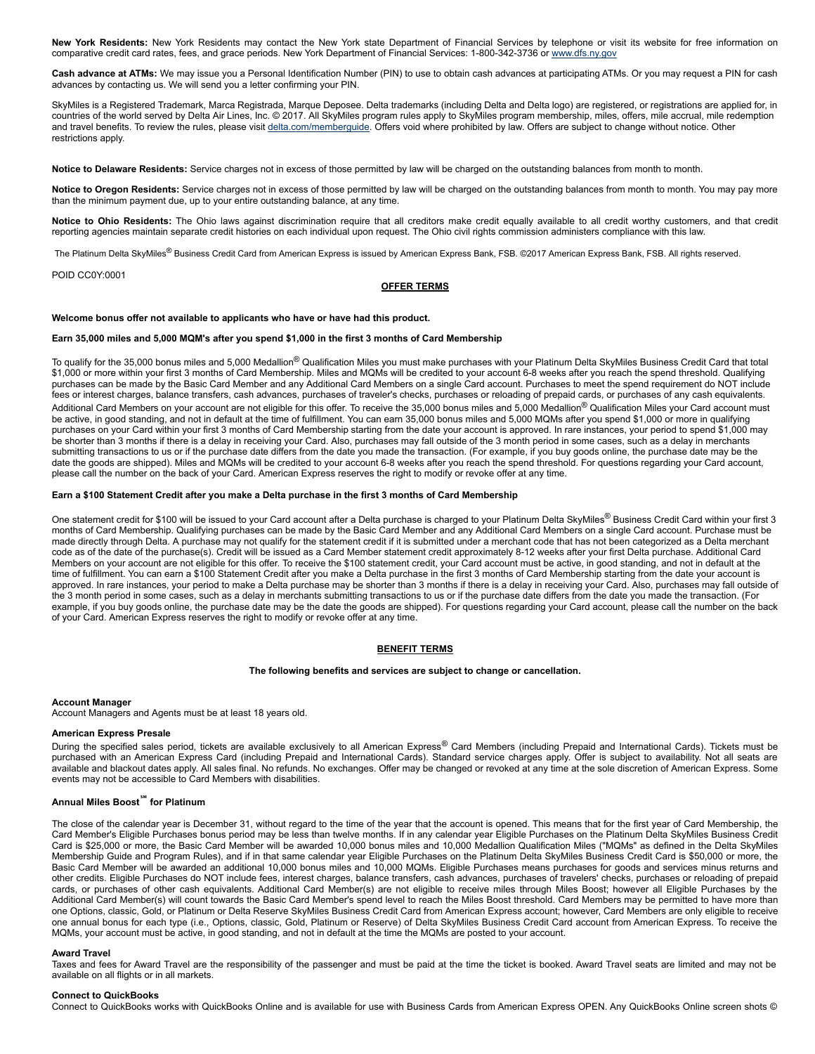**New York Residents:** New York Residents may contact the New York state Department of Financial Services by telephone or visit its website for free information on comparative credit card rates, fees, and grace periods. New York Department of Financial Services: 1-800-342-3736 or www.dfs.ny.gov

**Cash advance at ATMs:** We may issue you a Personal Identification Number (PIN) to use to obtain cash advances at participating ATMs. Or you may request a PIN for cash advances by contacting us. We will send you a letter confirming your PIN.

SkyMiles is a Registered Trademark, Marca Registrada, Marque Deposee. Delta trademarks (including Delta and Delta logo) are registered, or registrations are applied for, in countries of the world served by Delta Air Lines, Inc. © 2017. All SkyMiles program rules apply to SkyMiles program membership, miles, offers, mile accrual, mile redemption and travel benefits. To review the rules, please visit delta.com/memberguide. Offers void where prohibited by law. Offers are subject to change without notice. Other restrictions apply.

**Notice to Delaware Residents:** Service charges not in excess of those permitted by law will be charged on the outstanding balances from month to month.

**Notice to Oregon Residents:** Service charges not in excess of those permitted by law will be charged on the outstanding balances from month to month. You may pay more than the minimum payment due, up to your entire outstanding balance, at any time.

**Notice to Ohio Residents:** The Ohio laws against discrimination require that all creditors make credit equally available to all credit worthy customers, and that credit reporting agencies maintain separate credit histories on each individual upon request. The Ohio civil rights commission administers compliance with this law.

The Platinum Delta SkyMiles® Business Credit Card from American Express is issued by American Express Bank, FSB. ©2017 American Express Bank, FSB. All rights reserved.

POID CC0Y:0001

## OFFER TERMS

**Welcome bonus offer not available to applicants who have or have had this product.**

**Earn 35,000 miles and 5,000 MQM's after you spend $1,000 in the first 3 months of Card Membership**

To qualify for the 35,000 bonus miles and 5,000 Medallion® Qualification Miles you must make purchases with your Platinum Delta SkyMiles Business Credit Card that total $1,000 or more within your first 3 months of Card Membership. Miles and MQMs will be credited to your account 6-8 weeks after you reach the spend threshold. Qualifying purchases can be made by the Basic Card Member and any Additional Card Members on a single Card account. Purchases to meet the spend requirement do NOT include fees or interest charges, balance transfers, cash advances, purchases of traveler's checks, purchases or reloading of prepaid cards, or purchases of any cash equivalents. Additional Card Members on your account are not eligible for this offer. To receive the 35,000 bonus miles and 5,000 Medallion® Qualification Miles your Card account must be active, in good standing, and not in default at the time of fulfillment. You can earn 35,000 bonus miles and 5,000 MQMs after you spend $1,000 or more in qualifying purchases on your Card within your first 3 months of Card Membership starting from the date your account is approved. In rare instances, your period to spend $1,000 may be shorter than 3 months if there is a delay in receiving your Card. Also, purchases may fall outside of the 3 month period in some cases, such as a delay in merchants submitting transactions to us or if the purchase date differs from the date you made the transaction. (For example, if you buy goods online, the purchase date may be the date the goods are shipped). Miles and MQMs will be credited to your account 6-8 weeks after you reach the spend threshold. For questions regarding your Card account, please call the number on the back of your Card. American Express reserves the right to modify or revoke offer at any time.

**Earn a $100 Statement Credit after you make a Delta purchase in the first 3 months of Card Membership**

One statement credit for $100 will be issued to your Card account after a Delta purchase is charged to your Platinum Delta SkyMiles® Business Credit Card within your first 3 months of Card Membership. Qualifying purchases can be made by the Basic Card Member and any Additional Card Members on a single Card account. Purchase must be made directly through Delta. A purchase may not qualify for the statement credit if it is submitted under a merchant code that has not been categorized as a Delta merchant code as of the date of the purchase(s). Credit will be issued as a Card Member statement credit approximately 8-12 weeks after your first Delta purchase. Additional Card Members on your account are not eligible for this offer. To receive the $100 statement credit, your Card account must be active, in good standing, and not in default at the time of fulfillment. You can earn a $100 Statement Credit after you make a Delta purchase in the first 3 months of Card Membership starting from the date your account is approved. In rare instances, your period to make a Delta purchase may be shorter than 3 months if there is a delay in receiving your Card. Also, purchases may fall outside of the 3 month period in some cases, such as a delay in merchants submitting transactions to us or if the purchase date differs from the date you made the transaction. (For example, if you buy goods online, the purchase date may be the date the goods are shipped). For questions regarding your Card account, please call the number on the back of your Card. American Express reserves the right to modify or revoke offer at any time.

## BENEFIT TERMS

**The following benefits and services are subject to change or cancellation.**

**Account Manager**
Account Managers and Agents must be at least 18 years old.

**American Express Presale**
During the specified sales period, tickets are available exclusively to all American Express® Card Members (including Prepaid and International Cards). Tickets must be purchased with an American Express Card (including Prepaid and International Cards). Standard service charges apply. Offer is subject to availability. Not all seats are available and blackout dates apply. All sales final. No refunds. No exchanges. Offer may be changed or revoked at any time at the sole discretion of American Express. Some events may not be accessible to Card Members with disabilities.

**Annual Miles Boost℠ for Platinum**

The close of the calendar year is December 31, without regard to the time of the year that the account is opened. This means that for the first year of Card Membership, the Card Member's Eligible Purchases bonus period may be less than twelve months. If in any calendar year Eligible Purchases on the Platinum Delta SkyMiles Business Credit Card is $25,000 or more, the Basic Card Member will be awarded 10,000 bonus miles and 10,000 Medallion Qualification Miles ("MQMs" as defined in the Delta SkyMiles Membership Guide and Program Rules), and if in that same calendar year Eligible Purchases on the Platinum Delta SkyMiles Business Credit Card is $50,000 or more, the Basic Card Member will be awarded an additional 10,000 bonus miles and 10,000 MQMs. Eligible Purchases means purchases for goods and services minus returns and other credits. Eligible Purchases do NOT include fees, interest charges, balance transfers, cash advances, purchases of travelers' checks, purchases or reloading of prepaid cards, or purchases of other cash equivalents. Additional Card Member(s) are not eligible to receive miles through Miles Boost; however all Eligible Purchases by the Additional Card Member(s) will count towards the Basic Card Member's spend level to reach the Miles Boost threshold. Card Members may be permitted to have more than one Options, classic, Gold, or Platinum or Delta Reserve SkyMiles Business Credit Card from American Express account; however, Card Members are only eligible to receive one annual bonus for each type (i.e., Options, classic, Gold, Platinum or Reserve) of Delta SkyMiles Business Credit Card account from American Express. To receive the MQMs, your account must be active, in good standing, and not in default at the time the MQMs are posted to your account.

**Award Travel**
Taxes and fees for Award Travel are the responsibility of the passenger and must be paid at the time the ticket is booked. Award Travel seats are limited and may not be available on all flights or in all markets.

**Connect to QuickBooks**
Connect to QuickBooks works with QuickBooks Online and is available for use with Business Cards from American Express OPEN. Any QuickBooks Online screen shots ©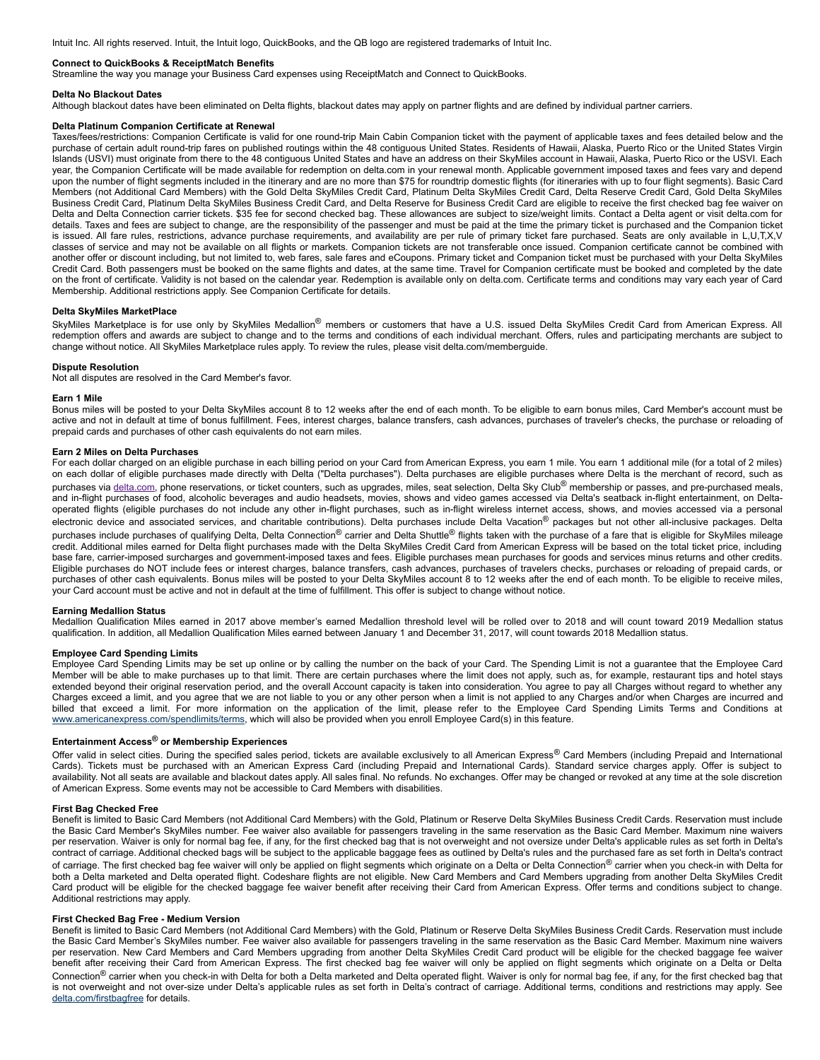Intuit Inc. All rights reserved. Intuit, the Intuit logo, QuickBooks, and the QB logo are registered trademarks of Intuit Inc.

**Connect to QuickBooks & ReceiptMatch Benefits**

Streamline the way you manage your Business Card expenses using ReceiptMatch and Connect to QuickBooks.

**Delta No Blackout Dates**

Although blackout dates have been eliminated on Delta flights, blackout dates may apply on partner flights and are defined by individual partner carriers.

**Delta Platinum Companion Certificate at Renewal**

Taxes/fees/restrictions: Companion Certificate is valid for one round-trip Main Cabin Companion ticket with the payment of applicable taxes and fees detailed below and the purchase of certain adult round-trip fares on published routings within the 48 contiguous United States. Residents of Hawaii, Alaska, Puerto Rico or the United States Virgin Islands (USVI) must originate from there to the 48 contiguous United States and have an address on their SkyMiles account in Hawaii, Alaska, Puerto Rico or the USVI. Each year, the Companion Certificate will be made available for redemption on delta.com in your renewal month. Applicable government imposed taxes and fees vary and depend upon the number of flight segments included in the itinerary and are no more than $75 for roundtrip domestic flights (for itineraries with up to four flight segments). Basic Card Members (not Additional Card Members) with the Gold Delta SkyMiles Credit Card, Platinum Delta SkyMiles Credit Card, Delta Reserve Credit Card, Gold Delta SkyMiles Business Credit Card, Platinum Delta SkyMiles Business Credit Card, and Delta Reserve for Business Credit Card are eligible to receive the first checked bag fee waiver on Delta and Delta Connection carrier tickets. $35 fee for second checked bag. These allowances are subject to size/weight limits. Contact a Delta agent or visit delta.com for details. Taxes and fees are subject to change, are the responsibility of the passenger and must be paid at the time the primary ticket is purchased and the Companion ticket is issued. All fare rules, restrictions, advance purchase requirements, and availability are per rule of primary ticket fare purchased. Seats are only available in L,U,T,X,V classes of service and may not be available on all flights or markets. Companion tickets are not transferable once issued. Companion certificate cannot be combined with another offer or discount including, but not limited to, web fares, sale fares and eCoupons. Primary ticket and Companion ticket must be purchased with your Delta SkyMiles Credit Card. Both passengers must be booked on the same flights and dates, at the same time. Travel for Companion certificate must be booked and completed by the date on the front of certificate. Validity is not based on the calendar year. Redemption is available only on delta.com. Certificate terms and conditions may vary each year of Card Membership. Additional restrictions apply. See Companion Certificate for details.

**Delta SkyMiles MarketPlace**

SkyMiles Marketplace is for use only by SkyMiles Medallion® members or customers that have a U.S. issued Delta SkyMiles Credit Card from American Express. All redemption offers and awards are subject to change and to the terms and conditions of each individual merchant. Offers, rules and participating merchants are subject to change without notice. All SkyMiles Marketplace rules apply. To review the rules, please visit delta.com/memberguide.

**Dispute Resolution**

Not all disputes are resolved in the Card Member's favor.

**Earn 1 Mile**

Bonus miles will be posted to your Delta SkyMiles account 8 to 12 weeks after the end of each month. To be eligible to earn bonus miles, Card Member's account must be active and not in default at time of bonus fulfillment. Fees, interest charges, balance transfers, cash advances, purchases of traveler's checks, the purchase or reloading of prepaid cards and purchases of other cash equivalents do not earn miles.

**Earn 2 Miles on Delta Purchases**

For each dollar charged on an eligible purchase in each billing period on your Card from American Express, you earn 1 mile. You earn 1 additional mile (for a total of 2 miles) on each dollar of eligible purchases made directly with Delta ("Delta purchases"). Delta purchases are eligible purchases where Delta is the merchant of record, such as purchases via delta.com, phone reservations, or ticket counters, such as upgrades, miles, seat selection, Delta Sky Club® membership or passes, and pre-purchased meals, and in-flight purchases of food, alcoholic beverages and audio headsets, movies, shows and video games accessed via Delta's seatback in-flight entertainment, on Delta-operated flights (eligible purchases do not include any other in-flight purchases, such as in-flight wireless internet access, shows, and movies accessed via a personal electronic device and associated services, and charitable contributions). Delta purchases include Delta Vacation® packages but not other all-inclusive packages. Delta purchases include purchases of qualifying Delta, Delta Connection® carrier and Delta Shuttle® flights taken with the purchase of a fare that is eligible for SkyMiles mileage credit. Additional miles earned for Delta flight purchases made with the Delta SkyMiles Credit Card from American Express will be based on the total ticket price, including base fare, carrier-imposed surcharges and government-imposed taxes and fees. Eligible purchases mean purchases for goods and services minus returns and other credits. Eligible purchases do NOT include fees or interest charges, balance transfers, cash advances, purchases of travelers checks, purchases or reloading of prepaid cards, or purchases of other cash equivalents. Bonus miles will be posted to your Delta SkyMiles account 8 to 12 weeks after the end of each month. To be eligible to receive miles, your Card account must be active and not in default at the time of fulfillment. This offer is subject to change without notice.

**Earning Medallion Status**

Medallion Qualification Miles earned in 2017 above member's earned Medallion threshold level will be rolled over to 2018 and will count toward 2019 Medallion status qualification. In addition, all Medallion Qualification Miles earned between January 1 and December 31, 2017, will count towards 2018 Medallion status.

**Employee Card Spending Limits**

Employee Card Spending Limits may be set up online or by calling the number on the back of your Card. The Spending Limit is not a guarantee that the Employee Card Member will be able to make purchases up to that limit. There are certain purchases where the limit does not apply, such as, for example, restaurant tips and hotel stays extended beyond their original reservation period, and the overall Account capacity is taken into consideration. You agree to pay all Charges without regard to whether any Charges exceed a limit, and you agree that we are not liable to you or any other person when a limit is not applied to any Charges and/or when Charges are incurred and billed that exceed a limit. For more information on the application of the limit, please refer to the Employee Card Spending Limits Terms and Conditions at www.americanexpress.com/spendlimits/terms, which will also be provided when you enroll Employee Card(s) in this feature.

**Entertainment Access® or Membership Experiences**

Offer valid in select cities. During the specified sales period, tickets are available exclusively to all American Express® Card Members (including Prepaid and International Cards). Tickets must be purchased with an American Express Card (including Prepaid and International Cards). Standard service charges apply. Offer is subject to availability. Not all seats are available and blackout dates apply. All sales final. No refunds. No exchanges. Offer may be changed or revoked at any time at the sole discretion of American Express. Some events may not be accessible to Card Members with disabilities.

**First Bag Checked Free**

Benefit is limited to Basic Card Members (not Additional Card Members) with the Gold, Platinum or Reserve Delta SkyMiles Business Credit Cards. Reservation must include the Basic Card Member's SkyMiles number. Fee waiver also available for passengers traveling in the same reservation as the Basic Card Member. Maximum nine waivers per reservation. Waiver is only for normal bag fee, if any, for the first checked bag that is not overweight and not oversize under Delta's applicable rules as set forth in Delta's contract of carriage. Additional checked bags will be subject to the applicable baggage fees as outlined by Delta's rules and the purchased fare as set forth in Delta's contract of carriage. The first checked bag fee waiver will only be applied on flight segments which originate on a Delta or Delta Connection® carrier when you check-in with Delta for both a Delta marketed and Delta operated flight. Codeshare flights are not eligible. New Card Members and Card Members upgrading from another Delta SkyMiles Credit Card product will be eligible for the checked baggage fee waiver benefit after receiving their Card from American Express. Offer terms and conditions subject to change. Additional restrictions may apply.

**First Checked Bag Free - Medium Version**

Benefit is limited to Basic Card Members (not Additional Card Members) with the Gold, Platinum or Reserve Delta SkyMiles Business Credit Cards. Reservation must include the Basic Card Member's SkyMiles number. Fee waiver also available for passengers traveling in the same reservation as the Basic Card Member. Maximum nine waivers per reservation. New Card Members and Card Members upgrading from another Delta SkyMiles Credit Card product will be eligible for the checked baggage fee waiver benefit after receiving their Card from American Express. The first checked bag fee waiver will only be applied on flight segments which originate on a Delta or Delta Connection® carrier when you check-in with Delta for both a Delta marketed and Delta operated flight. Waiver is only for normal bag fee, if any, for the first checked bag that is not overweight and not over-size under Delta's applicable rules as set forth in Delta's contract of carriage. Additional terms, conditions and restrictions may apply. See delta.com/firstbagfree for details.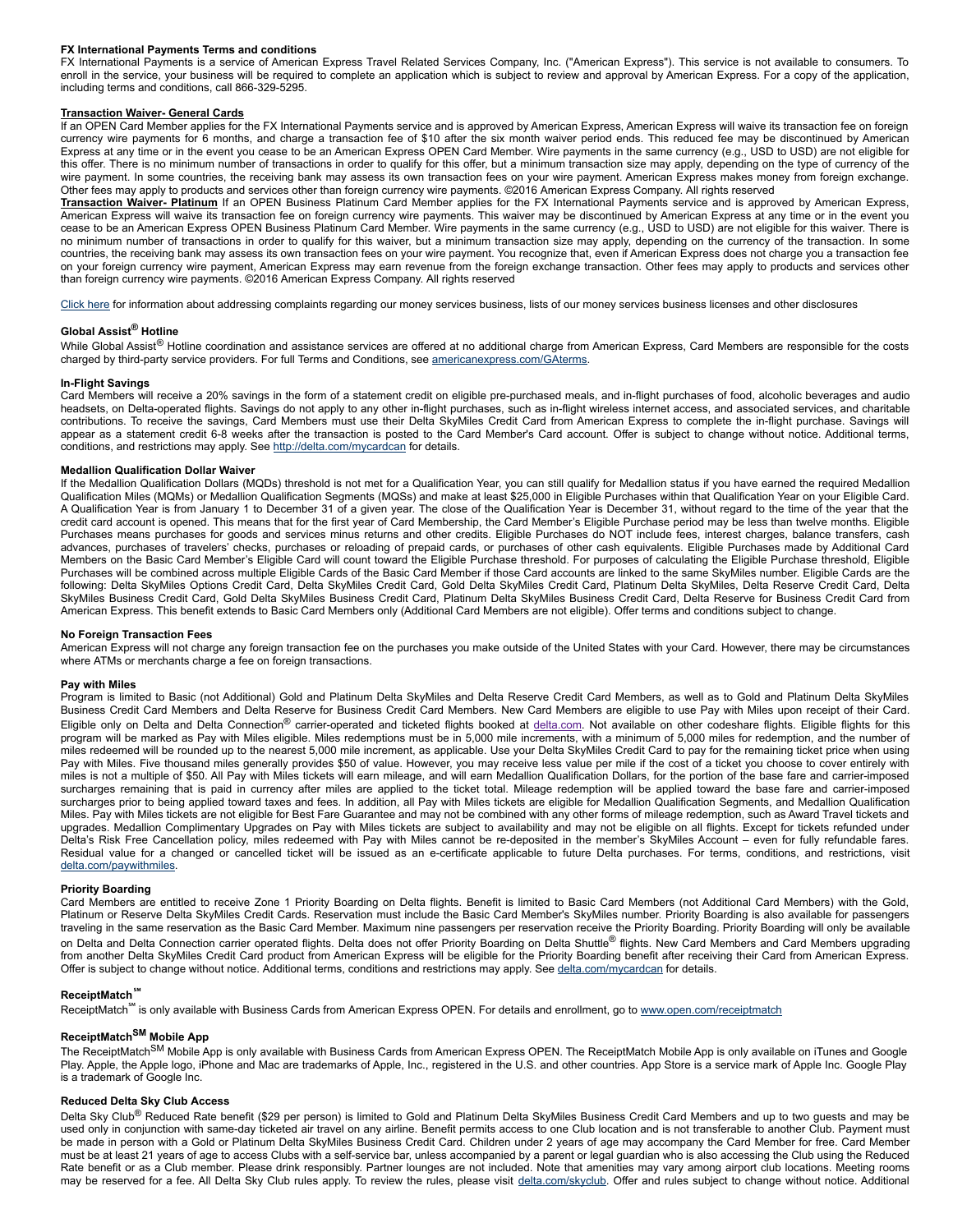**FX International Payments Terms and conditions**

FX International Payments is a service of American Express Travel Related Services Company, Inc. ("American Express"). This service is not available to consumers. To enroll in the service, your business will be required to complete an application which is subject to review and approval by American Express. For a copy of the application, including terms and conditions, call 866-329-5295.

**Transaction Waiver- General Cards**

If an OPEN Card Member applies for the FX International Payments service and is approved by American Express, American Express will waive its transaction fee on foreign currency wire payments for 6 months, and charge a transaction fee of $10 after the six month waiver period ends. This reduced fee may be discontinued by American Express at any time or in the event you cease to be an American Express OPEN Card Member. Wire payments in the same currency (e.g., USD to USD) are not eligible for this offer. There is no minimum number of transactions in order to qualify for this offer, but a minimum transaction size may apply, depending on the type of currency of the wire payment. In some countries, the receiving bank may assess its own transaction fees on your wire payment. American Express makes money from foreign exchange. Other fees may apply to products and services other than foreign currency wire payments. ©2016 American Express Company. All rights reserved

**Transaction Waiver- Platinum** If an OPEN Business Platinum Card Member applies for the FX International Payments service and is approved by American Express, American Express will waive its transaction fee on foreign currency wire payments. This waiver may be discontinued by American Express at any time or in the event you cease to be an American Express OPEN Business Platinum Card Member. Wire payments in the same currency (e.g., USD to USD) are not eligible for this waiver. There is no minimum number of transactions in order to qualify for this waiver, but a minimum transaction size may apply, depending on the currency of the transaction. In some countries, the receiving bank may assess its own transaction fees on your wire payment. You recognize that, even if American Express does not charge you a transaction fee on your foreign currency wire payment, American Express may earn revenue from the foreign exchange transaction. Other fees may apply to products and services other than foreign currency wire payments. ©2016 American Express Company. All rights reserved

Click here for information about addressing complaints regarding our money services business, lists of our money services business licenses and other disclosures

**Global Assist® Hotline**

While Global Assist® Hotline coordination and assistance services are offered at no additional charge from American Express, Card Members are responsible for the costs charged by third-party service providers. For full Terms and Conditions, see americanexpress.com/GAterms.

**In-Flight Savings**

Card Members will receive a 20% savings in the form of a statement credit on eligible pre-purchased meals, and in-flight purchases of food, alcoholic beverages and audio headsets, on Delta-operated flights. Savings do not apply to any other in-flight purchases, such as in-flight wireless internet access, and associated services, and charitable contributions. To receive the savings, Card Members must use their Delta SkyMiles Credit Card from American Express to complete the in-flight purchase. Savings will appear as a statement credit 6-8 weeks after the transaction is posted to the Card Member's Card account. Offer is subject to change without notice. Additional terms, conditions, and restrictions may apply. See http://delta.com/mycardcan for details.

**Medallion Qualification Dollar Waiver**

If the Medallion Qualification Dollars (MQDs) threshold is not met for a Qualification Year, you can still qualify for Medallion status if you have earned the required Medallion Qualification Miles (MQMs) or Medallion Qualification Segments (MQSs) and make at least $25,000 in Eligible Purchases within that Qualification Year on your Eligible Card. A Qualification Year is from January 1 to December 31 of a given year. The close of the Qualification Year is December 31, without regard to the time of the year that the credit card account is opened. This means that for the first year of Card Membership, the Card Member's Eligible Purchase period may be less than twelve months. Eligible Purchases means purchases for goods and services minus returns and other credits. Eligible Purchases do NOT include fees, interest charges, balance transfers, cash advances, purchases of travelers' checks, purchases or reloading of prepaid cards, or purchases of other cash equivalents. Eligible Purchases made by Additional Card Members on the Basic Card Member's Eligible Card will count toward the Eligible Purchase threshold. For purposes of calculating the Eligible Purchase threshold, Eligible Purchases will be combined across multiple Eligible Cards of the Basic Card Member if those Card accounts are linked to the same SkyMiles number. Eligible Cards are the following: Delta SkyMiles Options Credit Card, Delta SkyMiles Credit Card, Gold Delta SkyMiles Credit Card, Platinum Delta SkyMiles, Delta Reserve Credit Card, Delta SkyMiles Business Credit Card, Gold Delta SkyMiles Business Credit Card, Platinum Delta SkyMiles Business Credit Card, Delta Reserve for Business Credit Card from American Express. This benefit extends to Basic Card Members only (Additional Card Members are not eligible). Offer terms and conditions subject to change.

**No Foreign Transaction Fees**

American Express will not charge any foreign transaction fee on the purchases you make outside of the United States with your Card. However, there may be circumstances where ATMs or merchants charge a fee on foreign transactions.

**Pay with Miles**

Program is limited to Basic (not Additional) Gold and Platinum Delta SkyMiles and Delta Reserve Credit Card Members, as well as to Gold and Platinum Delta SkyMiles Business Credit Card Members and Delta Reserve for Business Credit Card Members. New Card Members are eligible to use Pay with Miles upon receipt of their Card. Eligible only on Delta and Delta Connection® carrier-operated and ticketed flights booked at delta.com. Not available on other codeshare flights. Eligible flights for this program will be marked as Pay with Miles eligible. Miles redemptions must be in 5,000 mile increments, with a minimum of 5,000 miles for redemption, and the number of miles redeemed will be rounded up to the nearest 5,000 mile increment, as applicable. Use your Delta SkyMiles Credit Card to pay for the remaining ticket price when using Pay with Miles. Five thousand miles generally provides $50 of value. However, you may receive less value per mile if the cost of a ticket you choose to cover entirely with miles is not a multiple of $50. All Pay with Miles tickets will earn mileage, and will earn Medallion Qualification Dollars, for the portion of the base fare and carrier-imposed surcharges remaining that is paid in currency after miles are applied to the ticket total. Mileage redemption will be applied toward the base fare and carrier-imposed surcharges prior to being applied toward taxes and fees. In addition, all Pay with Miles tickets are eligible for Medallion Qualification Segments, and Medallion Qualification Miles. Pay with Miles tickets are not eligible for Best Fare Guarantee and may not be combined with any other forms of mileage redemption, such as Award Travel tickets and upgrades. Medallion Complimentary Upgrades on Pay with Miles tickets are subject to availability and may not be eligible on all flights. Except for tickets refunded under Delta's Risk Free Cancellation policy, miles redeemed with Pay with Miles cannot be re-deposited in the member's SkyMiles Account – even for fully refundable fares. Residual value for a changed or cancelled ticket will be issued as an e-certificate applicable to future Delta purchases. For terms, conditions, and restrictions, visit delta.com/paywithmiles.

**Priority Boarding**

Card Members are entitled to receive Zone 1 Priority Boarding on Delta flights. Benefit is limited to Basic Card Members (not Additional Card Members) with the Gold, Platinum or Reserve Delta SkyMiles Credit Cards. Reservation must include the Basic Card Member's SkyMiles number. Priority Boarding is also available for passengers traveling in the same reservation as the Basic Card Member. Maximum nine passengers per reservation receive the Priority Boarding. Priority Boarding will only be available on Delta and Delta Connection carrier operated flights. Delta does not offer Priority Boarding on Delta Shuttle® flights. New Card Members and Card Members upgrading from another Delta SkyMiles Credit Card product from American Express will be eligible for the Priority Boarding benefit after receiving their Card from American Express. Offer is subject to change without notice. Additional terms, conditions and restrictions may apply. See delta.com/mycardcan for details.

**ReceiptMatch℠**

ReceiptMatch℠ is only available with Business Cards from American Express OPEN. For details and enrollment, go to www.open.com/receiptmatch

**ReceiptMatch℠ Mobile App**

The ReceiptMatch℠ Mobile App is only available with Business Cards from American Express OPEN. The ReceiptMatch Mobile App is only available on iTunes and Google Play. Apple, the Apple logo, iPhone and Mac are trademarks of Apple, Inc., registered in the U.S. and other countries. App Store is a service mark of Apple Inc. Google Play is a trademark of Google Inc.

**Reduced Delta Sky Club Access**

Delta Sky Club® Reduced Rate benefit ($29 per person) is limited to Gold and Platinum Delta SkyMiles Business Credit Card Members and up to two guests and may be used only in conjunction with same-day ticketed air travel on any airline. Benefit permits access to one Club location and is not transferable to another Club. Payment must be made in person with a Gold or Platinum Delta SkyMiles Business Credit Card. Children under 2 years of age may accompany the Card Member for free. Card Member must be at least 21 years of age to access Clubs with a self-service bar, unless accompanied by a parent or legal guardian who is also accessing the Club using the Reduced Rate benefit or as a Club member. Please drink responsibly. Partner lounges are not included. Note that amenities may vary among airport club locations. Meeting rooms may be reserved for a fee. All Delta Sky Club rules apply. To review the rules, please visit delta.com/skyclub. Offer and rules subject to change without notice. Additional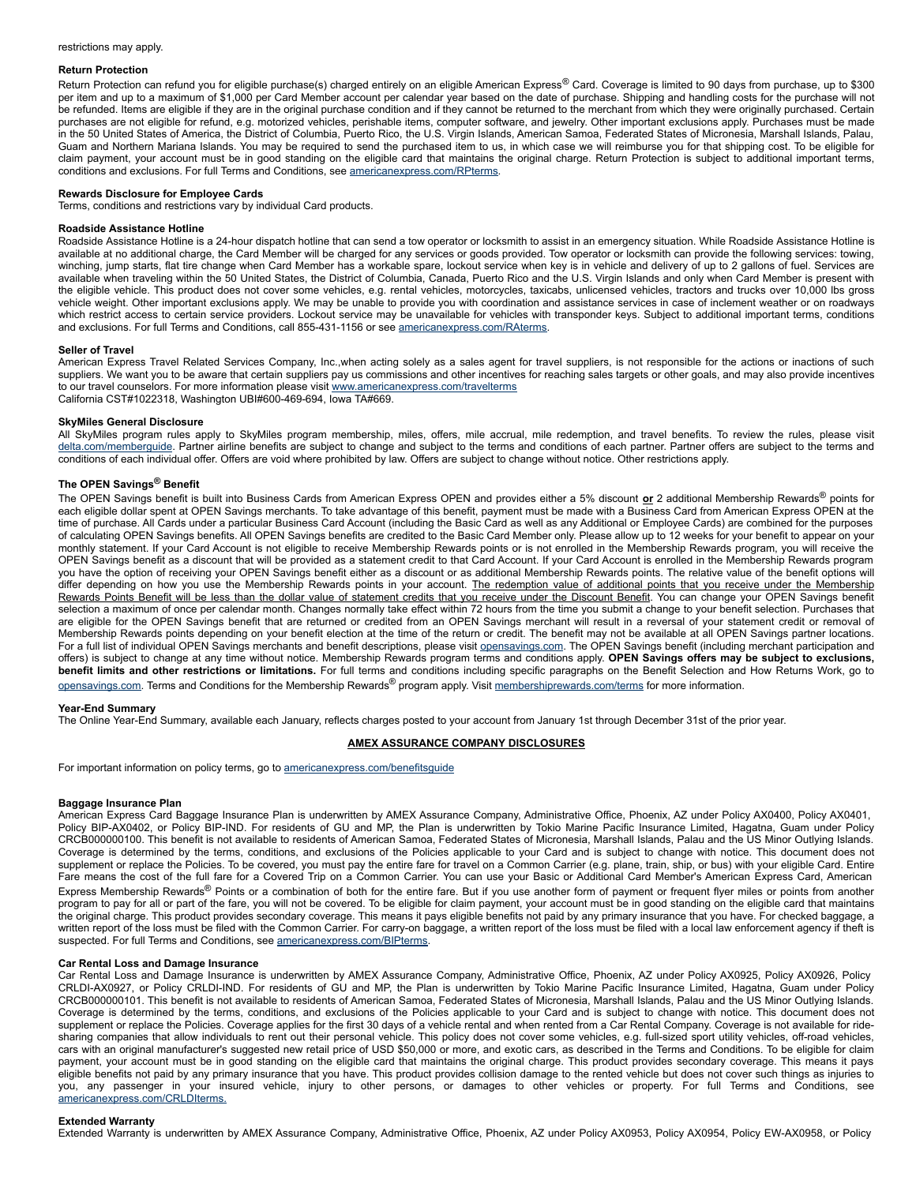restrictions may apply.

**Return Protection**

Return Protection can refund you for eligible purchase(s) charged entirely on an eligible American Express® Card. Coverage is limited to 90 days from purchase, up to $300 per item and up to a maximum of $1,000 per Card Member account per calendar year based on the date of purchase. Shipping and handling costs for the purchase will not be refunded. Items are eligible if they are in the original purchase condition and if they cannot be returned to the merchant from which they were originally purchased. Certain purchases are not eligible for refund, e.g. motorized vehicles, perishable items, computer software, and jewelry. Other important exclusions apply. Purchases must be made in the 50 United States of America, the District of Columbia, Puerto Rico, the U.S. Virgin Islands, American Samoa, Federated States of Micronesia, Marshall Islands, Palau, Guam and Northern Mariana Islands. You may be required to send the purchased item to us, in which case we will reimburse you for that shipping cost. To be eligible for claim payment, your account must be in good standing on the eligible card that maintains the original charge. Return Protection is subject to additional important terms, conditions and exclusions. For full Terms and Conditions, see americanexpress.com/RPterms.

**Rewards Disclosure for Employee Cards**

Terms, conditions and restrictions vary by individual Card products.

**Roadside Assistance Hotline**

Roadside Assistance Hotline is a 24-hour dispatch hotline that can send a tow operator or locksmith to assist in an emergency situation. While Roadside Assistance Hotline is available at no additional charge, the Card Member will be charged for any services or goods provided. Tow operator or locksmith can provide the following services: towing, winching, jump starts, flat tire change when Card Member has a workable spare, lockout service when key is in vehicle and delivery of up to 2 gallons of fuel. Services are available when traveling within the 50 United States, the District of Columbia, Canada, Puerto Rico and the U.S. Virgin Islands and only when Card Member is present with the eligible vehicle. This product does not cover some vehicles, e.g. rental vehicles, motorcycles, taxicabs, unlicensed vehicles, tractors and trucks over 10,000 lbs gross vehicle weight. Other important exclusions apply. We may be unable to provide you with coordination and assistance services in case of inclement weather or on roadways which restrict access to certain service providers. Lockout service may be unavailable for vehicles with transponder keys. Subject to additional important terms, conditions and exclusions. For full Terms and Conditions, call 855-431-1156 or see americanexpress.com/RAterms.

**Seller of Travel**

American Express Travel Related Services Company, Inc.,when acting solely as a sales agent for travel suppliers, is not responsible for the actions or inactions of such suppliers. We want you to be aware that certain suppliers pay us commissions and other incentives for reaching sales targets or other goals, and may also provide incentives to our travel counselors. For more information please visit www.americanexpress.com/travelterms
California CST#1022318, Washington UBI#600-469-694, Iowa TA#669.

**SkyMiles General Disclosure**

All SkyMiles program rules apply to SkyMiles program membership, miles, offers, mile accrual, mile redemption, and travel benefits. To review the rules, please visit delta.com/memberguide. Partner airline benefits are subject to change and subject to the terms and conditions of each partner. Partner offers are subject to the terms and conditions of each individual offer. Offers are void where prohibited by law. Offers are subject to change without notice. Other restrictions apply.

**The OPEN Savings® Benefit**

The OPEN Savings benefit is built into Business Cards from American Express OPEN and provides either a 5% discount **or** 2 additional Membership Rewards® points for each eligible dollar spent at OPEN Savings merchants. To take advantage of this benefit, payment must be made with a Business Card from American Express OPEN at the time of purchase. All Cards under a particular Business Card Account (including the Basic Card as well as any Additional or Employee Cards) are combined for the purposes of calculating OPEN Savings benefits. All OPEN Savings benefits are credited to the Basic Card Member only. Please allow up to 12 weeks for your benefit to appear on your monthly statement. If your Card Account is not eligible to receive Membership Rewards points or is not enrolled in the Membership Rewards program, you will receive the OPEN Savings benefit as a discount that will be provided as a statement credit to that Card Account. If your Card Account is enrolled in the Membership Rewards program you have the option of receiving your OPEN Savings benefit either as a discount or as additional Membership Rewards points. The relative value of the benefit options will differ depending on how you use the Membership Rewards points in your account. The redemption value of additional points that you receive under the Membership Rewards Points Benefit will be less than the dollar value of statement credits that you receive under the Discount Benefit. You can change your OPEN Savings benefit selection a maximum of once per calendar month. Changes normally take effect within 72 hours from the time you submit a change to your benefit selection. Purchases that are eligible for the OPEN Savings benefit that are returned or credited from an OPEN Savings merchant will result in a reversal of your statement credit or removal of Membership Rewards points depending on your benefit election at the time of the return or credit. The benefit may not be available at all OPEN Savings partner locations. For a full list of individual OPEN Savings merchants and benefit descriptions, please visit opensavings.com. The OPEN Savings benefit (including merchant participation and offers) is subject to change at any time without notice. Membership Rewards program terms and conditions apply. **OPEN Savings offers may be subject to exclusions, benefit limits and other restrictions or limitations.** For full terms and conditions including specific paragraphs on the Benefit Selection and How Returns Work, go to opensavings.com. Terms and Conditions for the Membership Rewards® program apply. Visit membershiprewards.com/terms for more information.

**Year-End Summary**

The Online Year-End Summary, available each January, reflects charges posted to your account from January 1st through December 31st of the prior year.

## AMEX ASSURANCE COMPANY DISCLOSURES

For important information on policy terms, go to americanexpress.com/benefitsguide

**Baggage Insurance Plan**

American Express Card Baggage Insurance Plan is underwritten by AMEX Assurance Company, Administrative Office, Phoenix, AZ under Policy AX0400, Policy AX0401, Policy BIP-AX0402, or Policy BIP-IND. For residents of GU and MP, the Plan is underwritten by Tokio Marine Pacific Insurance Limited, Hagatna, Guam under Policy CRCB000000100. This benefit is not available to residents of American Samoa, Federated States of Micronesia, Marshall Islands, Palau and the US Minor Outlying Islands. Coverage is determined by the terms, conditions, and exclusions of the Policies applicable to your Card and is subject to change with notice. This document does not supplement or replace the Policies. To be covered, you must pay the entire fare for travel on a Common Carrier (e.g. plane, train, ship, or bus) with your eligible Card. Entire Fare means the cost of the full fare for a Covered Trip on a Common Carrier. You can use your Basic or Additional Card Member's American Express Card, American Express Membership Rewards® Points or a combination of both for the entire fare. But if you use another form of payment or frequent flyer miles or points from another program to pay for all or part of the fare, you will not be covered. To be eligible for claim payment, your account must be in good standing on the eligible card that maintains the original charge. This product provides secondary coverage. This means it pays eligible benefits not paid by any primary insurance that you have. For checked baggage, a written report of the loss must be filed with the Common Carrier. For carry-on baggage, a written report of the loss must be filed with a local law enforcement agency if theft is suspected. For full Terms and Conditions, see americanexpress.com/BIPterms.

**Car Rental Loss and Damage Insurance**

Car Rental Loss and Damage Insurance is underwritten by AMEX Assurance Company, Administrative Office, Phoenix, AZ under Policy AX0925, Policy AX0926, Policy CRLDI-AX0927, or Policy CRLDI-IND. For residents of GU and MP, the Plan is underwritten by Tokio Marine Pacific Insurance Limited, Hagatna, Guam under Policy CRCB000000101. This benefit is not available to residents of American Samoa, Federated States of Micronesia, Marshall Islands, Palau and the US Minor Outlying Islands. Coverage is determined by the terms, conditions, and exclusions of the Policies applicable to your Card and is subject to change with notice. This document does not supplement or replace the Policies. Coverage applies for the first 30 days of a vehicle rental and when rented from a Car Rental Company. Coverage is not available for ride-sharing companies that allow individuals to rent out their personal vehicle. This policy does not cover some vehicles, e.g. full-sized sport utility vehicles, off-road vehicles, cars with an original manufacturer's suggested new retail price of USD $50,000 or more, and exotic cars, as described in the Terms and Conditions. To be eligible for claim payment, your account must be in good standing on the eligible card that maintains the original charge. This product provides secondary coverage. This means it pays eligible benefits not paid by any primary insurance that you have. This product provides collision damage to the rented vehicle but does not cover such things as injuries to you, any passenger in your insured vehicle, injury to other persons, or damages to other vehicles or property. For full Terms and Conditions, see americanexpress.com/CRLDIterms.

**Extended Warranty**

Extended Warranty is underwritten by AMEX Assurance Company, Administrative Office, Phoenix, AZ under Policy AX0953, Policy AX0954, Policy EW-AX0958, or Policy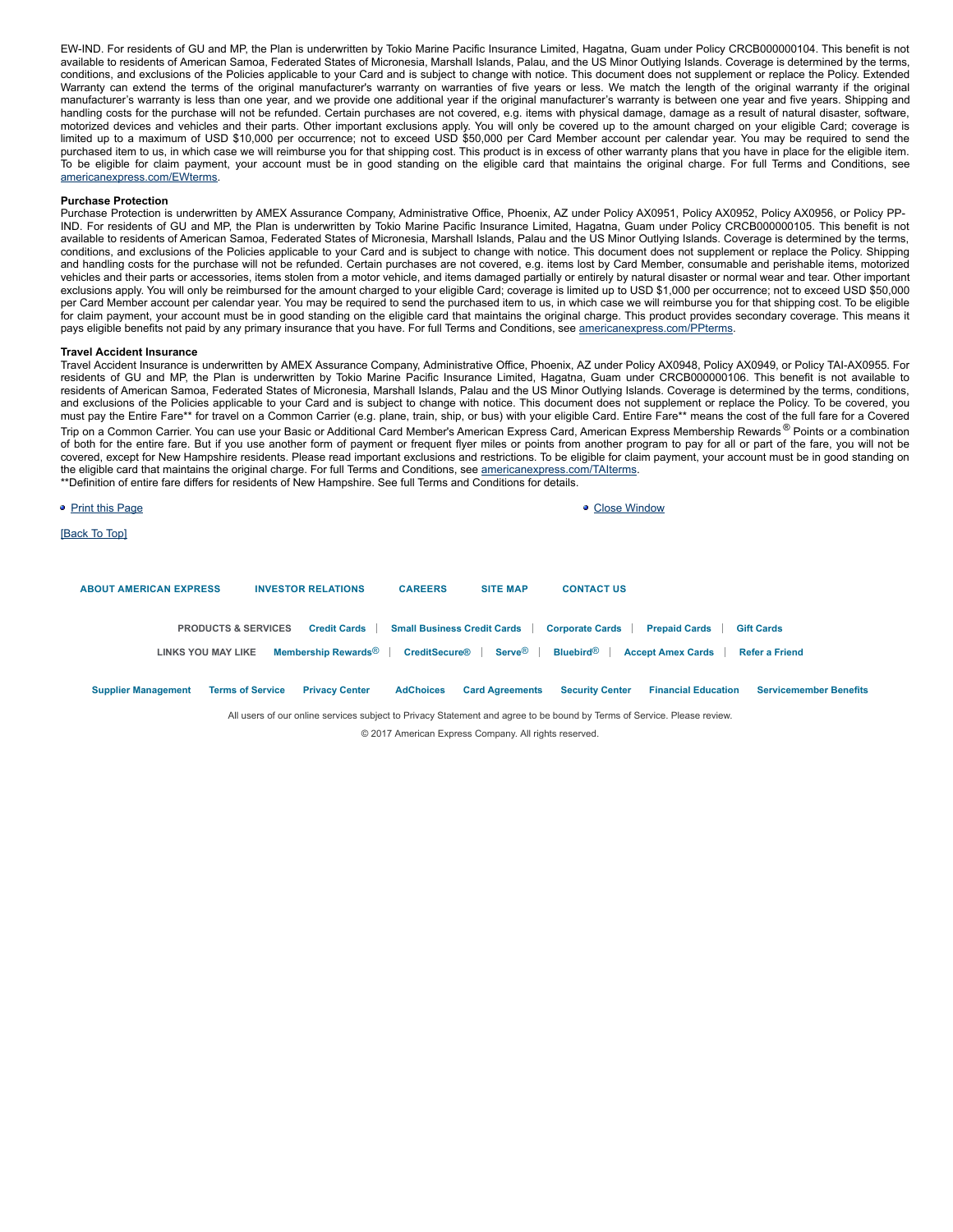EW-IND. For residents of GU and MP, the Plan is underwritten by Tokio Marine Pacific Insurance Limited, Hagatna, Guam under Policy CRCB000000104. This benefit is not available to residents of American Samoa, Federated States of Micronesia, Marshall Islands, Palau, and the US Minor Outlying Islands. Coverage is determined by the terms, conditions, and exclusions of the Policies applicable to your Card and is subject to change with notice. This document does not supplement or replace the Policy. Extended Warranty can extend the terms of the original manufacturer's warranty on warranties of five years or less. We match the length of the original warranty if the original manufacturer's warranty is less than one year, and we provide one additional year if the original manufacturer's warranty is between one year and five years. Shipping and handling costs for the purchase will not be refunded. Certain purchases are not covered, e.g. items with physical damage, damage as a result of natural disaster, software, motorized devices and vehicles and their parts. Other important exclusions apply. You will only be covered up to the amount charged on your eligible Card; coverage is limited up to a maximum of USD $10,000 per occurrence; not to exceed USD $50,000 per Card Member account per calendar year. You may be required to send the purchased item to us, in which case we will reimburse you for that shipping cost. This product is in excess of other warranty plans that you have in place for the eligible item. To be eligible for claim payment, your account must be in good standing on the eligible card that maintains the original charge. For full Terms and Conditions, see americanexpress.com/EWterms.

**Purchase Protection**

Purchase Protection is underwritten by AMEX Assurance Company, Administrative Office, Phoenix, AZ under Policy AX0951, Policy AX0952, Policy AX0956, or Policy PP-IND. For residents of GU and MP, the Plan is underwritten by Tokio Marine Pacific Insurance Limited, Hagatna, Guam under Policy CRCB000000105. This benefit is not available to residents of American Samoa, Federated States of Micronesia, Marshall Islands, Palau and the US Minor Outlying Islands. Coverage is determined by the terms, conditions, and exclusions of the Policies applicable to your Card and is subject to change with notice. This document does not supplement or replace the Policy. Shipping and handling costs for the purchase will not be refunded. Certain purchases are not covered, e.g. items lost by Card Member, consumable and perishable items, motorized vehicles and their parts or accessories, items stolen from a motor vehicle, and items damaged partially or entirely by natural disaster or normal wear and tear. Other important exclusions apply. You will only be reimbursed for the amount charged to your eligible Card; coverage is limited up to USD $1,000 per occurrence; not to exceed USD $50,000 per Card Member account per calendar year. You may be required to send the purchased item to us, in which case we will reimburse you for that shipping cost. To be eligible for claim payment, your account must be in good standing on the eligible card that maintains the original charge. This product provides secondary coverage. This means it pays eligible benefits not paid by any primary insurance that you have. For full Terms and Conditions, see americanexpress.com/PPterms.

**Travel Accident Insurance**

Travel Accident Insurance is underwritten by AMEX Assurance Company, Administrative Office, Phoenix, AZ under Policy AX0948, Policy AX0949, or Policy TAI-AX0955. For residents of GU and MP, the Plan is underwritten by Tokio Marine Pacific Insurance Limited, Hagatna, Guam under CRCB000000106. This benefit is not available to residents of American Samoa, Federated States of Micronesia, Marshall Islands, Palau and the US Minor Outlying Islands. Coverage is determined by the terms, conditions, and exclusions of the Policies applicable to your Card and is subject to change with notice. This document does not supplement or replace the Policy. To be covered, you must pay the Entire Fare** for travel on a Common Carrier (e.g. plane, train, ship, or bus) with your eligible Card. Entire Fare** means the cost of the full fare for a Covered Trip on a Common Carrier. You can use your Basic or Additional Card Member's American Express Card, American Express Membership Rewards® Points or a combination of both for the entire fare. But if you use another form of payment or frequent flyer miles or points from another program to pay for all or part of the fare, you will not be covered, except for New Hampshire residents. Please read important exclusions and restrictions. To be eligible for claim payment, your account must be in good standing on the eligible card that maintains the original charge. For full Terms and Conditions, see americanexpress.com/TAIterms.

**Definition of entire fare differs for residents of New Hampshire. See full Terms and Conditions for details.

- Print this Page
- Close Window

[Back To Top]

ABOUT AMERICAN EXPRESS | INVESTOR RELATIONS | CAREERS | SITE MAP | CONTACT US

PRODUCTS & SERVICES | Credit Cards | Small Business Credit Cards | Corporate Cards | Prepaid Cards | Gift Cards

LINKS YOU MAY LIKE | Membership Rewards® | CreditSecure® | Serve® | Bluebird® | Accept Amex Cards | Refer a Friend

Supplier Management | Terms of Service | Privacy Center | AdChoices | Card Agreements | Security Center | Financial Education | Servicemember Benefits

All users of our online services subject to Privacy Statement and agree to be bound by Terms of Service. Please review.

© 2017 American Express Company. All rights reserved.